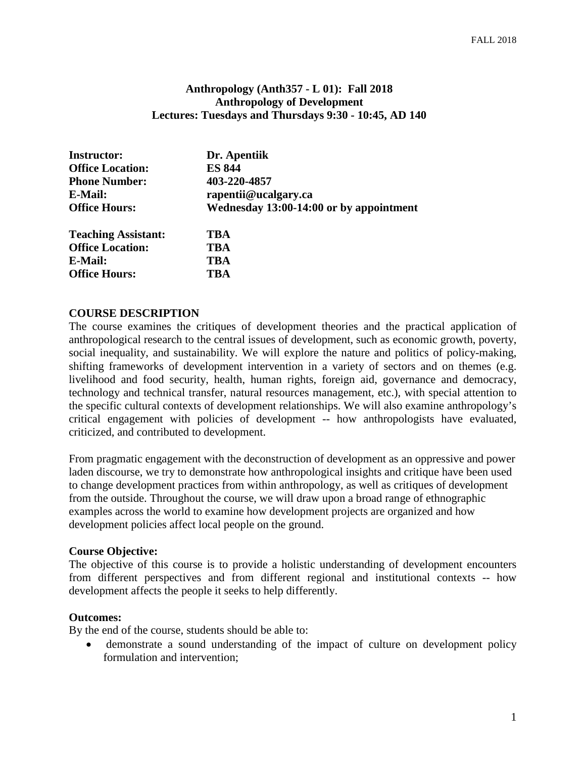**Anthropology (Anth357 - L 01): Fall 2018**
**Anthropology of Development**
**Lectures: Tuesdays and Thursdays 9:30 - 10:45, AD 140**

| | |
|---|---|
| **Instructor:** | **Dr. Apentiik** |
| **Office Location:** | **ES 844** |
| **Phone Number:** | **403-220-4857** |
| **E-Mail:** | **rapentii@ucalgary.ca** |
| **Office Hours:** | **Wednesday 13:00-14:00 or by appointment** |

| | |
|---|---|
| **Teaching Assistant:** | **TBA** |
| **Office Location:** | **TBA** |
| **E-Mail:** | **TBA** |
| **Office Hours:** | **TBA** |

## COURSE DESCRIPTION

The course examines the critiques of development theories and the practical application of anthropological research to the central issues of development, such as economic growth, poverty, social inequality, and sustainability. We will explore the nature and politics of policy-making, shifting frameworks of development intervention in a variety of sectors and on themes (e.g. livelihood and food security, health, human rights, foreign aid, governance and democracy, technology and technical transfer, natural resources management, etc.), with special attention to the specific cultural contexts of development relationships. We will also examine anthropology's critical engagement with policies of development -- how anthropologists have evaluated, criticized, and contributed to development.

From pragmatic engagement with the deconstruction of development as an oppressive and power laden discourse, we try to demonstrate how anthropological insights and critique have been used to change development practices from within anthropology, as well as critiques of development from the outside. Throughout the course, we will draw upon a broad range of ethnographic examples across the world to examine how development projects are organized and how development policies affect local people on the ground.

### Course Objective:

The objective of this course is to provide a holistic understanding of development encounters from different perspectives and from different regional and institutional contexts -- how development affects the people it seeks to help differently.

### Outcomes:

By the end of the course, students should be able to:

- demonstrate a sound understanding of the impact of culture on development policy formulation and intervention;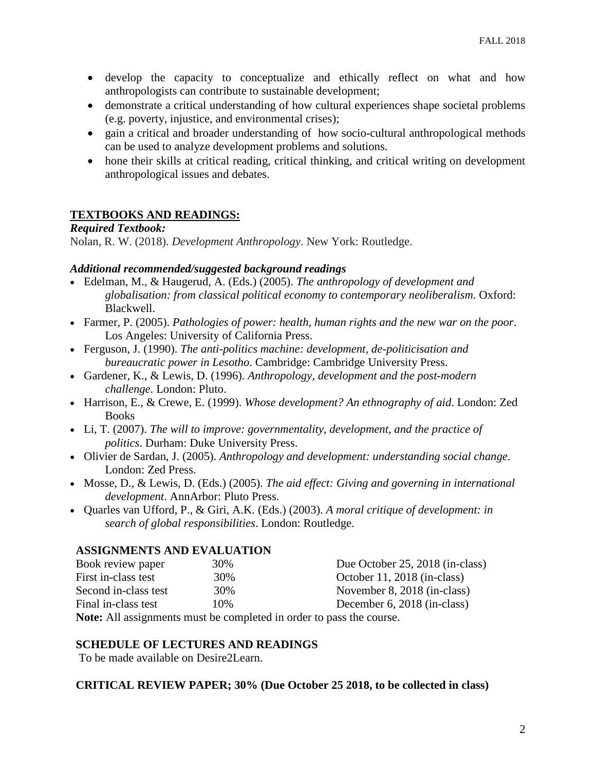- develop the capacity to conceptualize and ethically reflect on what and how anthropologists can contribute to sustainable development;
- demonstrate a critical understanding of how cultural experiences shape societal problems (e.g. poverty, injustice, and environmental crises);
- gain a critical and broader understanding of how socio-cultural anthropological methods can be used to analyze development problems and solutions.
- hone their skills at critical reading, critical thinking, and critical writing on development anthropological issues and debates.

## TEXTBOOKS AND READINGS:

***Required Textbook:***

Nolan, R. W. (2018). *Development Anthropology*. New York: Routledge.

***Additional recommended/suggested background readings***

- Edelman, M., & Haugerud, A. (Eds.) (2005). *The anthropology of development and globalisation: from classical political economy to contemporary neoliberalism*. Oxford: Blackwell.
- Farmer, P. (2005). *Pathologies of power: health, human rights and the new war on the poor*. Los Angeles: University of California Press.
- Ferguson, J. (1990). *The anti-politics machine: development, de-politicisation and bureaucratic power in Lesotho*. Cambridge: Cambridge University Press.
- Gardener, K., & Lewis, D. (1996). *Anthropology, development and the post-modern challenge*. London: Pluto.
- Harrison, E., & Crewe, E. (1999). *Whose development? An ethnography of aid*. London: Zed Books
- Li, T. (2007). *The will to improve: governmentality, development, and the practice of politics*. Durham: Duke University Press.
- Olivier de Sardan, J. (2005). *Anthropology and development: understanding social change*. London: Zed Press.
- Mosse, D., & Lewis, D. (Eds.) (2005). *The aid effect: Giving and governing in international development*. AnnArbor: Pluto Press.
- Quarles van Ufford, P., & Giri, A.K. (Eds.) (2003). *A moral critique of development: in search of global responsibilities*. London: Routledge.

## ASSIGNMENTS AND EVALUATION

| | | |
|---|---|---|
| Book review paper | 30% | Due October 25, 2018 (in-class) |
| First in-class test | 30% | October 11, 2018 (in-class) |
| Second in-class test | 30% | November 8, 2018 (in-class) |
| Final in-class test | 10% | December 6, 2018 (in-class) |

**Note:** All assignments must be completed in order to pass the course.

## SCHEDULE OF LECTURES AND READINGS

To be made available on Desire2Learn.

## CRITICAL REVIEW PAPER; 30% (Due October 25 2018, to be collected in class)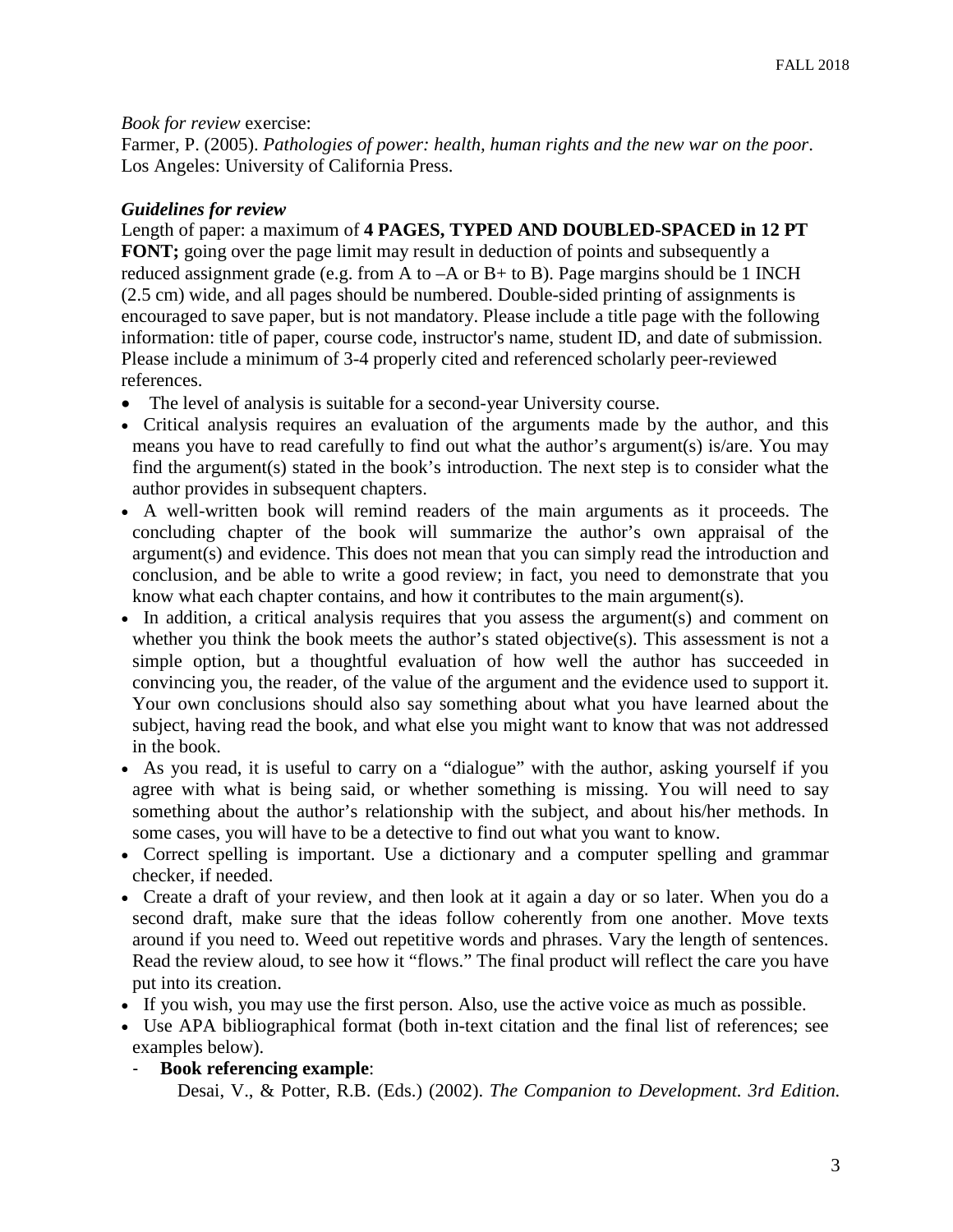*Book for review* exercise:
Farmer, P. (2005). *Pathologies of power: health, human rights and the new war on the poor*. Los Angeles: University of California Press.

***Guidelines for review***

Length of paper: a maximum of **4 PAGES, TYPED AND DOUBLED-SPACED in 12 PT FONT;** going over the page limit may result in deduction of points and subsequently a reduced assignment grade (e.g. from A to –A or B+ to B). Page margins should be 1 INCH (2.5 cm) wide, and all pages should be numbered. Double-sided printing of assignments is encouraged to save paper, but is not mandatory. Please include a title page with the following information: title of paper, course code, instructor's name, student ID, and date of submission. Please include a minimum of 3-4 properly cited and referenced scholarly peer-reviewed references.

- The level of analysis is suitable for a second-year University course.
- Critical analysis requires an evaluation of the arguments made by the author, and this means you have to read carefully to find out what the author's argument(s) is/are. You may find the argument(s) stated in the book's introduction. The next step is to consider what the author provides in subsequent chapters.
- A well-written book will remind readers of the main arguments as it proceeds. The concluding chapter of the book will summarize the author's own appraisal of the argument(s) and evidence. This does not mean that you can simply read the introduction and conclusion, and be able to write a good review; in fact, you need to demonstrate that you know what each chapter contains, and how it contributes to the main argument(s).
- In addition, a critical analysis requires that you assess the argument(s) and comment on whether you think the book meets the author's stated objective(s). This assessment is not a simple option, but a thoughtful evaluation of how well the author has succeeded in convincing you, the reader, of the value of the argument and the evidence used to support it. Your own conclusions should also say something about what you have learned about the subject, having read the book, and what else you might want to know that was not addressed in the book.
- As you read, it is useful to carry on a "dialogue" with the author, asking yourself if you agree with what is being said, or whether something is missing. You will need to say something about the author's relationship with the subject, and about his/her methods. In some cases, you will have to be a detective to find out what you want to know.
- Correct spelling is important. Use a dictionary and a computer spelling and grammar checker, if needed.
- Create a draft of your review, and then look at it again a day or so later. When you do a second draft, make sure that the ideas follow coherently from one another. Move texts around if you need to. Weed out repetitive words and phrases. Vary the length of sentences. Read the review aloud, to see how it "flows." The final product will reflect the care you have put into its creation.
- If you wish, you may use the first person. Also, use the active voice as much as possible.
- Use APA bibliographical format (both in-text citation and the final list of references; see examples below).
  - **Book referencing example**:
    Desai, V., & Potter, R.B. (Eds.) (2002). *The Companion to Development. 3rd Edition.*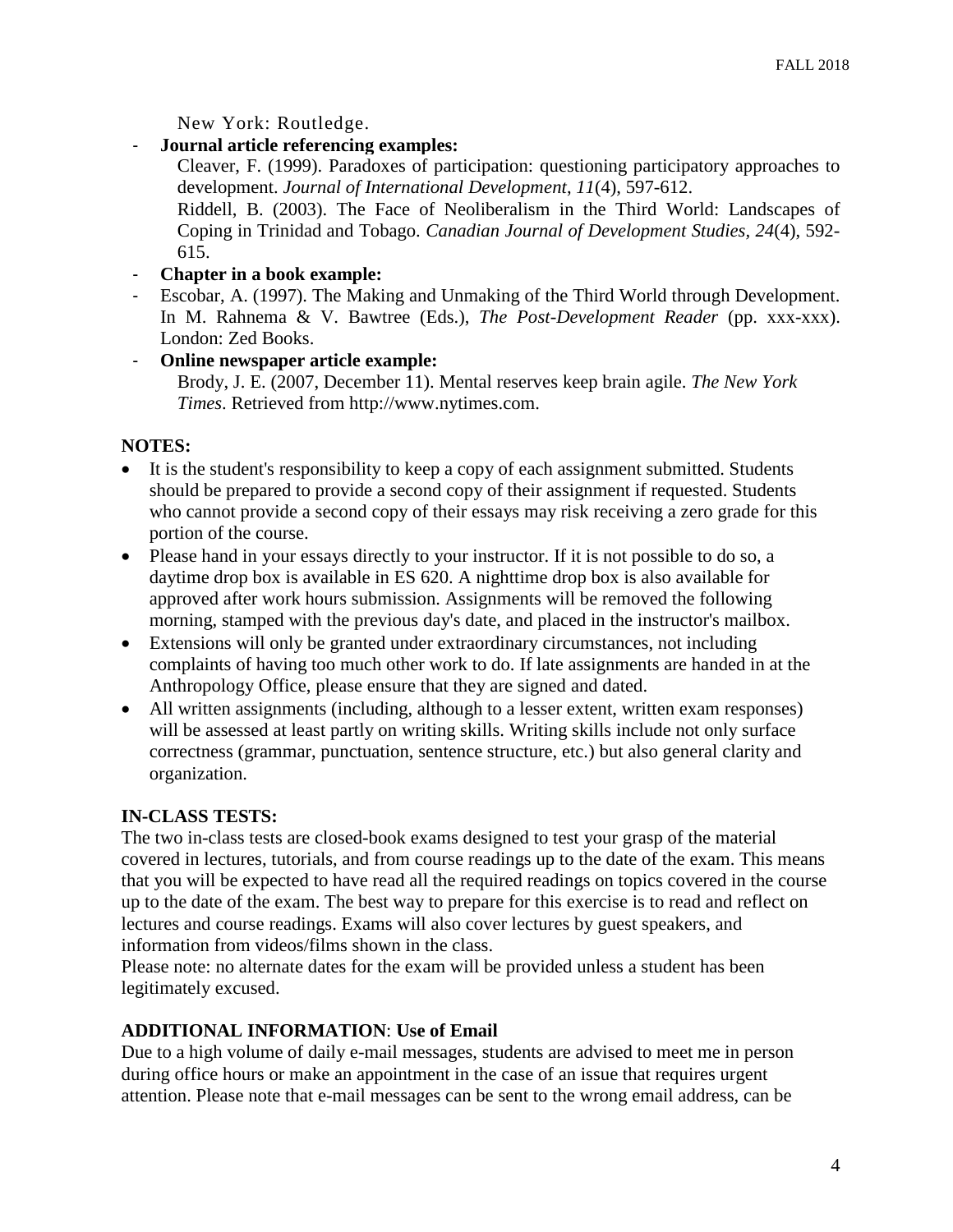New York: Routledge.

- **Journal article referencing examples:**

  Cleaver, F. (1999). Paradoxes of participation: questioning participatory approaches to development. *Journal of International Development*, *11*(4), 597-612.

  Riddell, B. (2003). The Face of Neoliberalism in the Third World: Landscapes of Coping in Trinidad and Tobago. *Canadian Journal of Development Studies, 24*(4), 592-615.

- **Chapter in a book example:**
- Escobar, A. (1997). The Making and Unmaking of the Third World through Development. In M. Rahnema & V. Bawtree (Eds.), *The Post-Development Reader* (pp. xxx-xxx). London: Zed Books.
- **Online newspaper article example:**

  Brody, J. E. (2007, December 11). Mental reserves keep brain agile. *The New York Times*. Retrieved from http://www.nytimes.com.

## NOTES:

- It is the student's responsibility to keep a copy of each assignment submitted. Students should be prepared to provide a second copy of their assignment if requested. Students who cannot provide a second copy of their essays may risk receiving a zero grade for this portion of the course.
- Please hand in your essays directly to your instructor. If it is not possible to do so, a daytime drop box is available in ES 620. A nighttime drop box is also available for approved after work hours submission. Assignments will be removed the following morning, stamped with the previous day's date, and placed in the instructor's mailbox.
- Extensions will only be granted under extraordinary circumstances, not including complaints of having too much other work to do. If late assignments are handed in at the Anthropology Office, please ensure that they are signed and dated.
- All written assignments (including, although to a lesser extent, written exam responses) will be assessed at least partly on writing skills. Writing skills include not only surface correctness (grammar, punctuation, sentence structure, etc.) but also general clarity and organization.

## IN-CLASS TESTS:

The two in-class tests are closed-book exams designed to test your grasp of the material covered in lectures, tutorials, and from course readings up to the date of the exam. This means that you will be expected to have read all the required readings on topics covered in the course up to the date of the exam. The best way to prepare for this exercise is to read and reflect on lectures and course readings. Exams will also cover lectures by guest speakers, and information from videos/films shown in the class.

Please note: no alternate dates for the exam will be provided unless a student has been legitimately excused.

## ADDITIONAL INFORMATION: Use of Email

Due to a high volume of daily e-mail messages, students are advised to meet me in person during office hours or make an appointment in the case of an issue that requires urgent attention. Please note that e-mail messages can be sent to the wrong email address, can be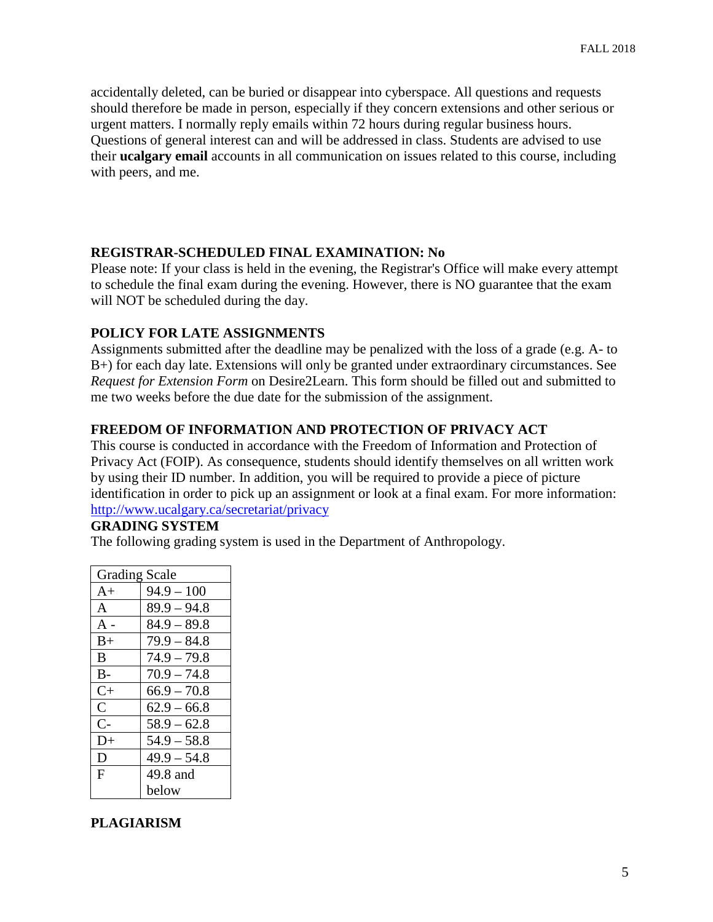accidentally deleted, can be buried or disappear into cyberspace. All questions and requests should therefore be made in person, especially if they concern extensions and other serious or urgent matters. I normally reply emails within 72 hours during regular business hours. Questions of general interest can and will be addressed in class. Students are advised to use their **ucalgary email** accounts in all communication on issues related to this course, including with peers, and me.

## REGISTRAR-SCHEDULED FINAL EXAMINATION: No

Please note: If your class is held in the evening, the Registrar's Office will make every attempt to schedule the final exam during the evening. However, there is NO guarantee that the exam will NOT be scheduled during the day.

## POLICY FOR LATE ASSIGNMENTS

Assignments submitted after the deadline may be penalized with the loss of a grade (e.g. A- to B+) for each day late. Extensions will only be granted under extraordinary circumstances. See *Request for Extension Form* on Desire2Learn. This form should be filled out and submitted to me two weeks before the due date for the submission of the assignment.

## FREEDOM OF INFORMATION AND PROTECTION OF PRIVACY ACT

This course is conducted in accordance with the Freedom of Information and Protection of Privacy Act (FOIP). As consequence, students should identify themselves on all written work by using their ID number. In addition, you will be required to provide a piece of picture identification in order to pick up an assignment or look at a final exam. For more information: http://www.ucalgary.ca/secretariat/privacy

## GRADING SYSTEM

The following grading system is used in the Department of Anthropology.

| Grading Scale | |
|---|---|
| A+ | 94.9 – 100 |
| A | 89.9 – 94.8 |
| A - | 84.9 – 89.8 |
| B+ | 79.9 – 84.8 |
| B | 74.9 – 79.8 |
| B- | 70.9 – 74.8 |
| C+ | 66.9 – 70.8 |
| C | 62.9 – 66.8 |
| C- | 58.9 – 62.8 |
| D+ | 54.9 – 58.8 |
| D | 49.9 – 54.8 |
| F | 49.8 and below |

## PLAGIARISM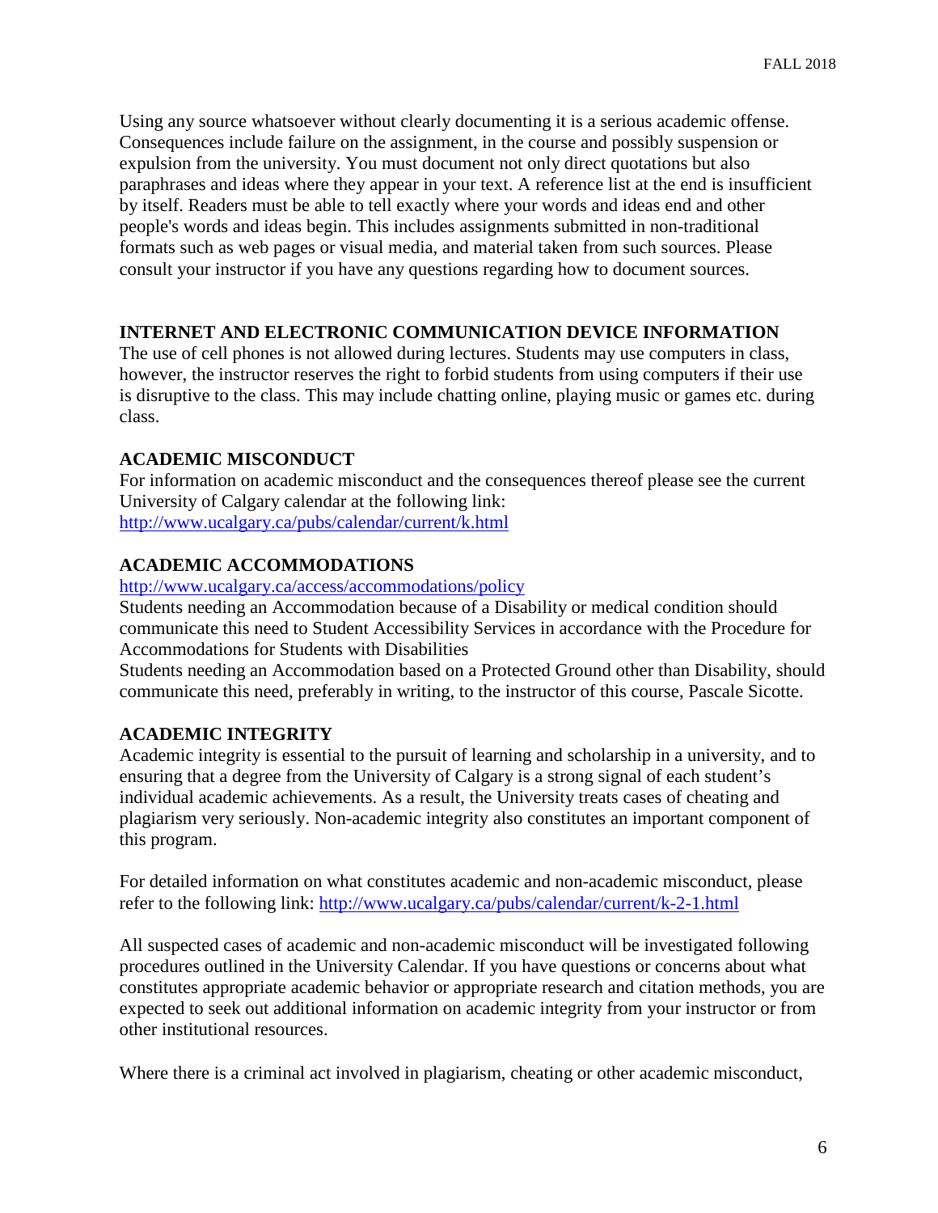Using any source whatsoever without clearly documenting it is a serious academic offense. Consequences include failure on the assignment, in the course and possibly suspension or expulsion from the university. You must document not only direct quotations but also paraphrases and ideas where they appear in your text. A reference list at the end is insufficient by itself. Readers must be able to tell exactly where your words and ideas end and other people's words and ideas begin. This includes assignments submitted in non-traditional formats such as web pages or visual media, and material taken from such sources. Please consult your instructor if you have any questions regarding how to document sources.

## INTERNET AND ELECTRONIC COMMUNICATION DEVICE INFORMATION

The use of cell phones is not allowed during lectures. Students may use computers in class, however, the instructor reserves the right to forbid students from using computers if their use is disruptive to the class. This may include chatting online, playing music or games etc. during class.

## ACADEMIC MISCONDUCT

For information on academic misconduct and the consequences thereof please see the current University of Calgary calendar at the following link:
http://www.ucalgary.ca/pubs/calendar/current/k.html

## ACADEMIC ACCOMMODATIONS

http://www.ucalgary.ca/access/accommodations/policy

Students needing an Accommodation because of a Disability or medical condition should communicate this need to Student Accessibility Services in accordance with the Procedure for Accommodations for Students with Disabilities

Students needing an Accommodation based on a Protected Ground other than Disability, should communicate this need, preferably in writing, to the instructor of this course, Pascale Sicotte.

## ACADEMIC INTEGRITY

Academic integrity is essential to the pursuit of learning and scholarship in a university, and to ensuring that a degree from the University of Calgary is a strong signal of each student's individual academic achievements. As a result, the University treats cases of cheating and plagiarism very seriously. Non-academic integrity also constitutes an important component of this program.

For detailed information on what constitutes academic and non-academic misconduct, please refer to the following link: http://www.ucalgary.ca/pubs/calendar/current/k-2-1.html

All suspected cases of academic and non-academic misconduct will be investigated following procedures outlined in the University Calendar. If you have questions or concerns about what constitutes appropriate academic behavior or appropriate research and citation methods, you are expected to seek out additional information on academic integrity from your instructor or from other institutional resources.

Where there is a criminal act involved in plagiarism, cheating or other academic misconduct,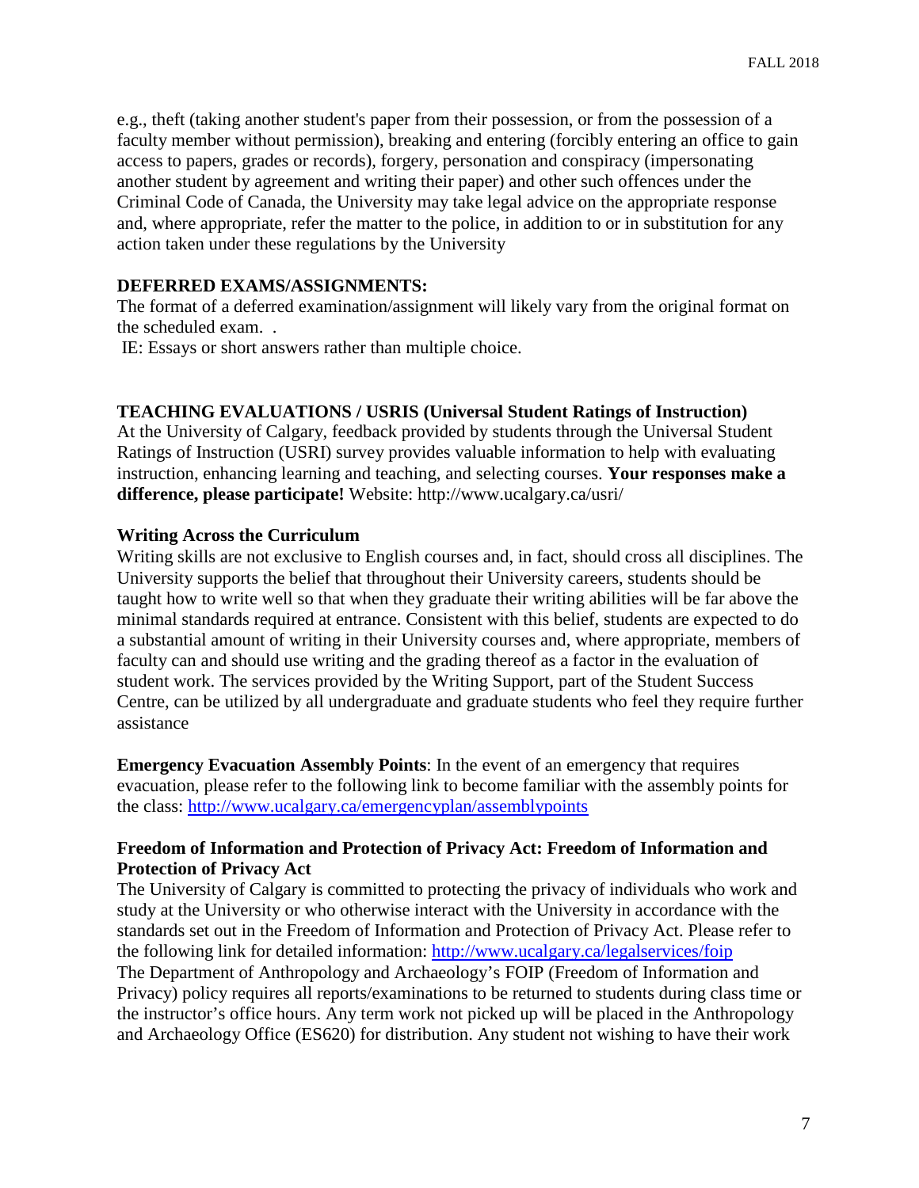e.g., theft (taking another student's paper from their possession, or from the possession of a faculty member without permission), breaking and entering (forcibly entering an office to gain access to papers, grades or records), forgery, personation and conspiracy (impersonating another student by agreement and writing their paper) and other such offences under the Criminal Code of Canada, the University may take legal advice on the appropriate response and, where appropriate, refer the matter to the police, in addition to or in substitution for any action taken under these regulations by the University

**DEFERRED EXAMS/ASSIGNMENTS:**
The format of a deferred examination/assignment will likely vary from the original format on the scheduled exam. .
IE: Essays or short answers rather than multiple choice.

**TEACHING EVALUATIONS / USRIS (Universal Student Ratings of Instruction)**
At the University of Calgary, feedback provided by students through the Universal Student Ratings of Instruction (USRI) survey provides valuable information to help with evaluating instruction, enhancing learning and teaching, and selecting courses. **Your responses make a difference, please participate!** Website: http://www.ucalgary.ca/usri/

**Writing Across the Curriculum**
Writing skills are not exclusive to English courses and, in fact, should cross all disciplines. The University supports the belief that throughout their University careers, students should be taught how to write well so that when they graduate their writing abilities will be far above the minimal standards required at entrance. Consistent with this belief, students are expected to do a substantial amount of writing in their University courses and, where appropriate, members of faculty can and should use writing and the grading thereof as a factor in the evaluation of student work. The services provided by the Writing Support, part of the Student Success Centre, can be utilized by all undergraduate and graduate students who feel they require further assistance

**Emergency Evacuation Assembly Points**: In the event of an emergency that requires evacuation, please refer to the following link to become familiar with the assembly points for the class: http://www.ucalgary.ca/emergencyplan/assemblypoints

**Freedom of Information and Protection of Privacy Act: Freedom of Information and Protection of Privacy Act**
The University of Calgary is committed to protecting the privacy of individuals who work and study at the University or who otherwise interact with the University in accordance with the standards set out in the Freedom of Information and Protection of Privacy Act. Please refer to the following link for detailed information: http://www.ucalgary.ca/legalservices/foip
The Department of Anthropology and Archaeology's FOIP (Freedom of Information and Privacy) policy requires all reports/examinations to be returned to students during class time or the instructor's office hours. Any term work not picked up will be placed in the Anthropology and Archaeology Office (ES620) for distribution. Any student not wishing to have their work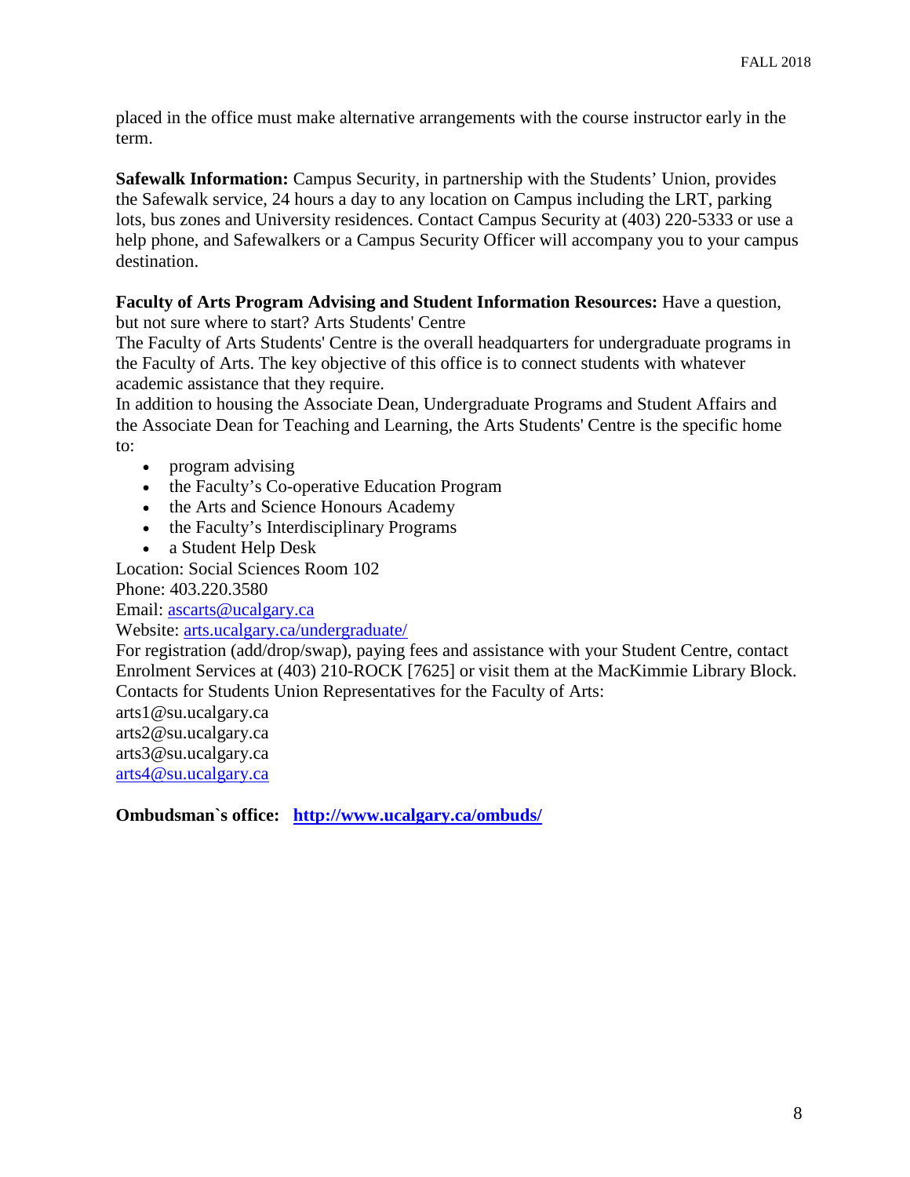placed in the office must make alternative arrangements with the course instructor early in the term.

**Safewalk Information:** Campus Security, in partnership with the Students' Union, provides the Safewalk service, 24 hours a day to any location on Campus including the LRT, parking lots, bus zones and University residences. Contact Campus Security at (403) 220-5333 or use a help phone, and Safewalkers or a Campus Security Officer will accompany you to your campus destination.

**Faculty of Arts Program Advising and Student Information Resources:** Have a question, but not sure where to start? Arts Students' Centre

The Faculty of Arts Students' Centre is the overall headquarters for undergraduate programs in the Faculty of Arts. The key objective of this office is to connect students with whatever academic assistance that they require.

In addition to housing the Associate Dean, Undergraduate Programs and Student Affairs and the Associate Dean for Teaching and Learning, the Arts Students' Centre is the specific home to:

- program advising
- the Faculty's Co-operative Education Program
- the Arts and Science Honours Academy
- the Faculty's Interdisciplinary Programs
- a Student Help Desk

Location: Social Sciences Room 102
Phone: 403.220.3580
Email: ascarts@ucalgary.ca
Website: arts.ucalgary.ca/undergraduate/

For registration (add/drop/swap), paying fees and assistance with your Student Centre, contact Enrolment Services at (403) 210-ROCK [7625] or visit them at the MacKimmie Library Block.

Contacts for Students Union Representatives for the Faculty of Arts:
arts1@su.ucalgary.ca
arts2@su.ucalgary.ca
arts3@su.ucalgary.ca
arts4@su.ucalgary.ca

**Ombudsman`s office: http://www.ucalgary.ca/ombuds/**